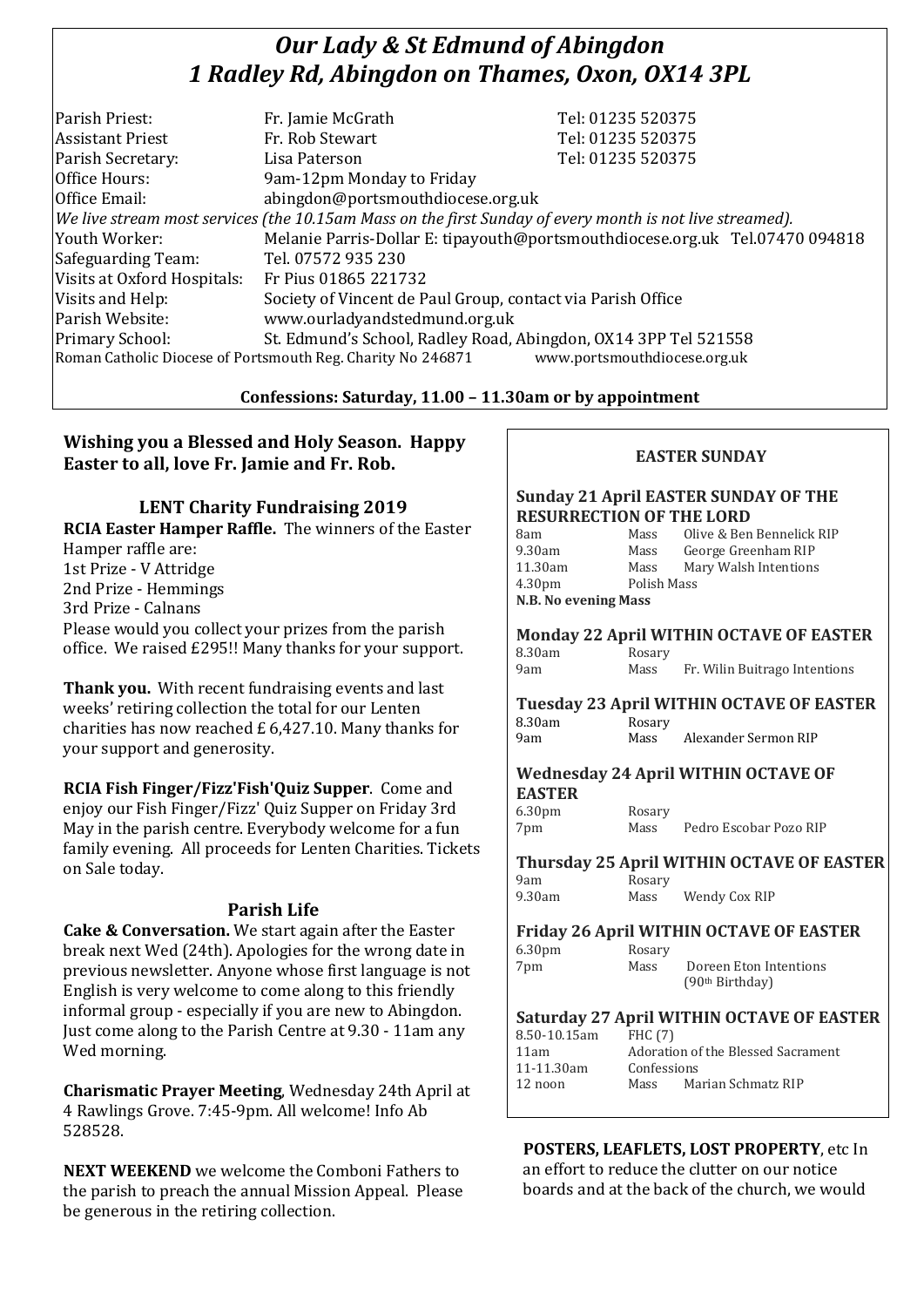# *Our Lady & St Edmund of Abingdon*
# *1 Radley Rd, Abingdon on Thames, Oxon, OX14 3PL*

| | | |
|---|---|---|
| Parish Priest: | Fr. Jamie McGrath | Tel: 01235 520375 |
| Assistant Priest | Fr. Rob Stewart | Tel: 01235 520375 |
| Parish Secretary: | Lisa Paterson | Tel: 01235 520375 |
| Office Hours: | 9am-12pm Monday to Friday | |
| Office Email: | abingdon@portsmouthdiocese.org.uk | |

*We live stream most services (the 10.15am Mass on the first Sunday of every month is not live streamed).*

| | |
|---|---|
| Youth Worker: | Melanie Parris-Dollar E: tipayouth@portsmouthdiocese.org.uk Tel.07470 094818 |
| Safeguarding Team: | Tel. 07572 935 230 |
| Visits at Oxford Hospitals: | Fr Pius 01865 221732 |
| Visits and Help: | Society of Vincent de Paul Group, contact via Parish Office |
| Parish Website: | www.ourladyandstedmund.org.uk |
| Primary School: | St. Edmund's School, Radley Road, Abingdon, OX14 3PP Tel 521558 |

Roman Catholic Diocese of Portsmouth Reg. Charity No 246871 www.portsmouthdiocese.org.uk

**Confessions: Saturday, 11.00 – 11.30am or by appointment**

**Wishing you a Blessed and Holy Season. Happy Easter to all, love Fr. Jamie and Fr. Rob.**

## LENT Charity Fundraising 2019

**RCIA Easter Hamper Raffle.** The winners of the Easter Hamper raffle are:
1st Prize - V Attridge
2nd Prize - Hemmings
3rd Prize - Calnans
Please would you collect your prizes from the parish office. We raised £295!! Many thanks for your support.

**Thank you.** With recent fundraising events and last weeks' retiring collection the total for our Lenten charities has now reached £ 6,427.10. Many thanks for your support and generosity.

**RCIA Fish Finger/Fizz'Fish'Quiz Supper**. Come and enjoy our Fish Finger/Fizz' Quiz Supper on Friday 3rd May in the parish centre. Everybody welcome for a fun family evening. All proceeds for Lenten Charities. Tickets on Sale today.

## Parish Life

**Cake & Conversation.** We start again after the Easter break next Wed (24th). Apologies for the wrong date in previous newsletter. Anyone whose first language is not English is very welcome to come along to this friendly informal group - especially if you are new to Abingdon. Just come along to the Parish Centre at 9.30 - 11am any Wed morning.

**Charismatic Prayer Meeting**, Wednesday 24th April at 4 Rawlings Grove. 7:45-9pm. All welcome! Info Ab 528528.

**NEXT WEEKEND** we welcome the Comboni Fathers to the parish to preach the annual Mission Appeal. Please be generous in the retiring collection.

## EASTER SUNDAY

**Sunday 21 April EASTER SUNDAY OF THE RESURRECTION OF THE LORD**

| | | |
|---|---|---|
| 8am | Mass | Olive & Ben Bennelick RIP |
| 9.30am | Mass | George Greenham RIP |
| 11.30am | Mass | Mary Walsh Intentions |
| 4.30pm | Polish Mass | |

**N.B. No evening Mass**

**Monday 22 April WITHIN OCTAVE OF EASTER**

| | | |
|---|---|---|
| 8.30am | Rosary | |
| 9am | Mass | Fr. Wilin Buitrago Intentions |

**Tuesday 23 April WITHIN OCTAVE OF EASTER**

| | | |
|---|---|---|
| 8.30am | Rosary | |
| 9am | Mass | Alexander Sermon RIP |

**Wednesday 24 April WITHIN OCTAVE OF EASTER**

| | | |
|---|---|---|
| 6.30pm | Rosary | |
| 7pm | Mass | Pedro Escobar Pozo RIP |

**Thursday 25 April WITHIN OCTAVE OF EASTER**

| | | |
|---|---|---|
| 9am | Rosary | |
| 9.30am | Mass | Wendy Cox RIP |

**Friday 26 April WITHIN OCTAVE OF EASTER**

| | | |
|---|---|---|
| 6.30pm | Rosary | |
| 7pm | Mass | Doreen Eton Intentions (90th Birthday) |

**Saturday 27 April WITHIN OCTAVE OF EASTER**

| | | |
|---|---|---|
| 8.50-10.15am | FHC (7) | |
| 11am | Adoration of the Blessed Sacrament | |
| 11-11.30am | Confessions | |
| 12 noon | Mass | Marian Schmatz RIP |

**POSTERS, LEAFLETS, LOST PROPERTY**, etc In an effort to reduce the clutter on our notice boards and at the back of the church, we would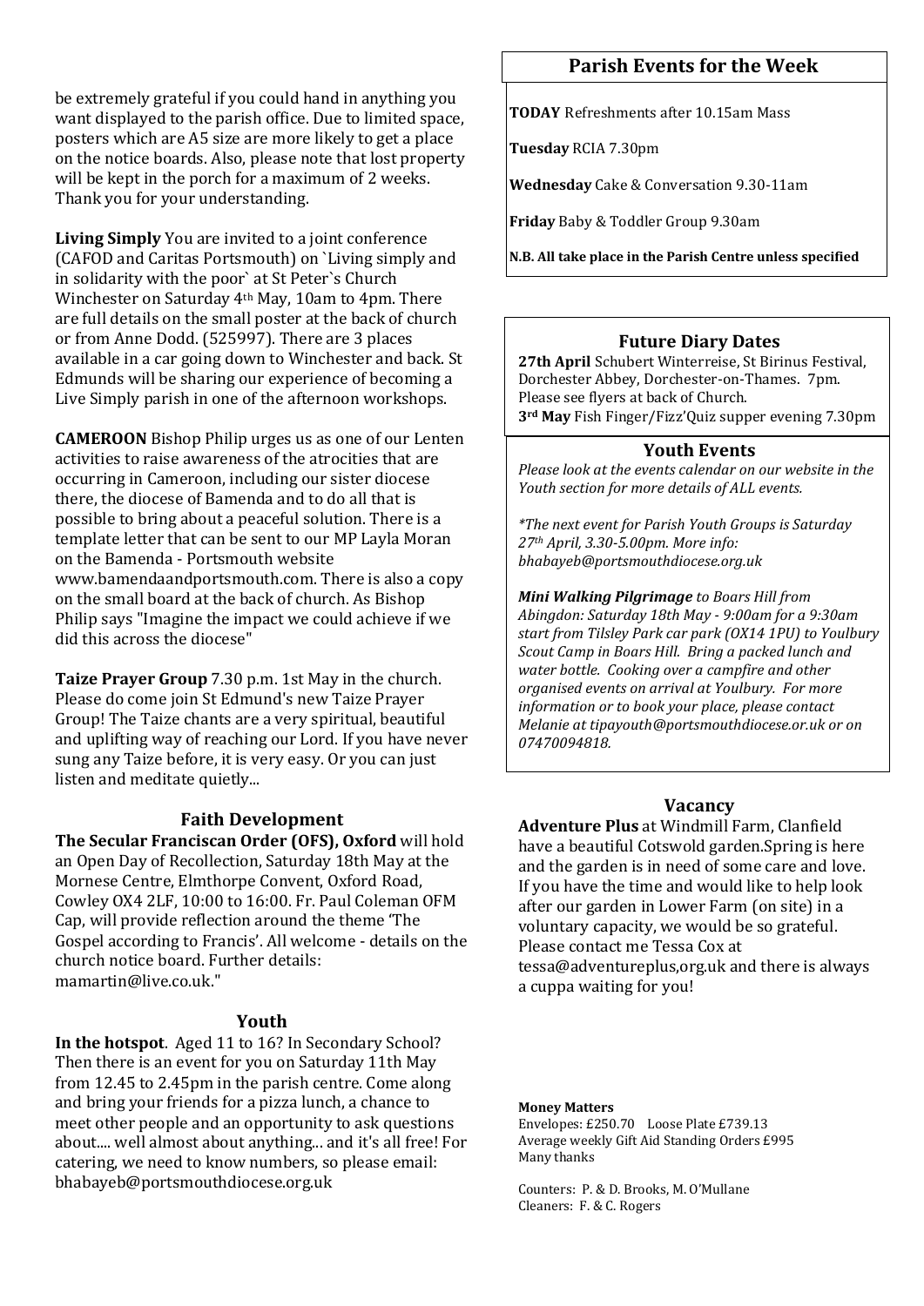be extremely grateful if you could hand in anything you want displayed to the parish office. Due to limited space, posters which are A5 size are more likely to get a place on the notice boards. Also, please note that lost property will be kept in the porch for a maximum of 2 weeks. Thank you for your understanding.

**Living Simply** You are invited to a joint conference (CAFOD and Caritas Portsmouth) on `Living simply and in solidarity with the poor` at St Peter`s Church Winchester on Saturday 4th May, 10am to 4pm. There are full details on the small poster at the back of church or from Anne Dodd. (525997). There are 3 places available in a car going down to Winchester and back. St Edmunds will be sharing our experience of becoming a Live Simply parish in one of the afternoon workshops.

**CAMEROON** Bishop Philip urges us as one of our Lenten activities to raise awareness of the atrocities that are occurring in Cameroon, including our sister diocese there, the diocese of Bamenda and to do all that is possible to bring about a peaceful solution. There is a template letter that can be sent to our MP Layla Moran on the Bamenda - Portsmouth website www.bamendaandportsmouth.com. There is also a copy on the small board at the back of church. As Bishop Philip says "Imagine the impact we could achieve if we did this across the diocese"

**Taize Prayer Group** 7.30 p.m. 1st May in the church. Please do come join St Edmund's new Taize Prayer Group! The Taize chants are a very spiritual, beautiful and uplifting way of reaching our Lord. If you have never sung any Taize before, it is very easy. Or you can just listen and meditate quietly...

### Faith Development

**The Secular Franciscan Order (OFS), Oxford** will hold an Open Day of Recollection, Saturday 18th May at the Mornese Centre, Elmthorpe Convent, Oxford Road, Cowley OX4 2LF, 10:00 to 16:00. Fr. Paul Coleman OFM Cap, will provide reflection around the theme 'The Gospel according to Francis'. All welcome - details on the church notice board. Further details: mamartin@live.co.uk."

### Youth

**In the hotspot**. Aged 11 to 16? In Secondary School? Then there is an event for you on Saturday 11th May from 12.45 to 2.45pm in the parish centre. Come along and bring your friends for a pizza lunch, a chance to meet other people and an opportunity to ask questions about.... well almost about anything... and it's all free! For catering, we need to know numbers, so please email: bhabayeb@portsmouthdiocese.org.uk

## Parish Events for the Week

**TODAY** Refreshments after 10.15am Mass

**Tuesday** RCIA 7.30pm

**Wednesday** Cake & Conversation 9.30-11am

**Friday** Baby & Toddler Group 9.30am

**N.B. All take place in the Parish Centre unless specified**

### Future Diary Dates

**27th April** Schubert Winterreise, St Birinus Festival, Dorchester Abbey, Dorchester-on-Thames. 7pm. Please see flyers at back of Church.

**3rd May** Fish Finger/Fizz'Quiz supper evening 7.30pm

### Youth Events

*Please look at the events calendar on our website in the Youth section for more details of ALL events.*

*\*The next event for Parish Youth Groups is Saturday 27th April, 3.30-5.00pm. More info: bhabayeb@portsmouthdiocese.org.uk*

***Mini Walking Pilgrimage** to Boars Hill from Abingdon: Saturday 18th May - 9:00am for a 9:30am start from Tilsley Park car park (OX14 1PU) to Youlbury Scout Camp in Boars Hill. Bring a packed lunch and water bottle. Cooking over a campfire and other organised events on arrival at Youlbury. For more information or to book your place, please contact Melanie at tipayouth@portsmouthdiocese.or.uk or on 07470094818.*

### Vacancy

**Adventure Plus** at Windmill Farm, Clanfield have a beautiful Cotswold garden.Spring is here and the garden is in need of some care and love. If you have the time and would like to help look after our garden in Lower Farm (on site) in a voluntary capacity, we would be so grateful. Please contact me Tessa Cox at tessa@adventureplus,org.uk and there is always a cuppa waiting for you!

**Money Matters**
Envelopes: £250.70 Loose Plate £739.13
Average weekly Gift Aid Standing Orders £995
Many thanks

Counters: P. & D. Brooks, M. O'Mullane
Cleaners: F. & C. Rogers